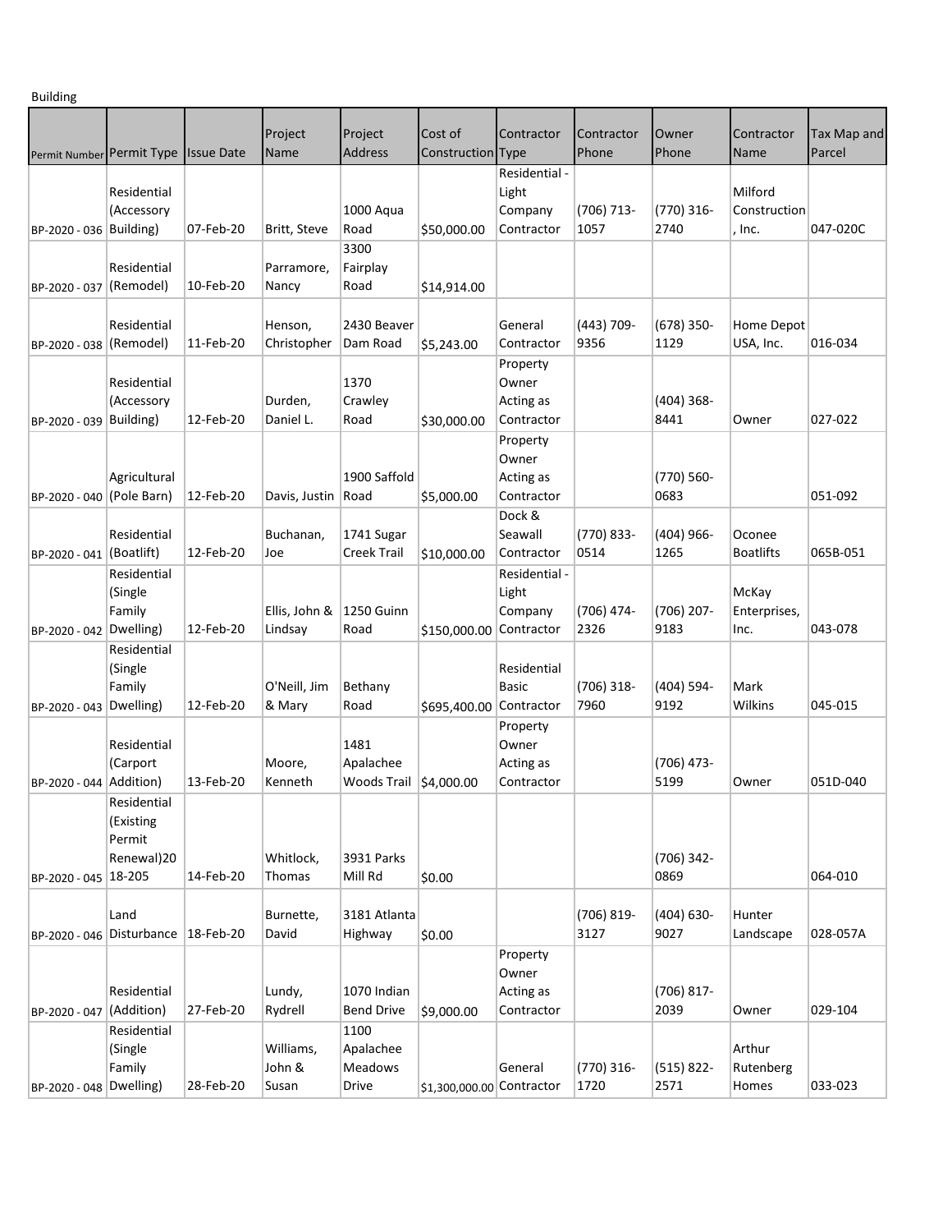Building

| Permit Number | Permit Type | Issue Date | Project Name | Project Address | Cost of Construction | Contractor Type | Contractor Phone | Owner Phone | Contractor Name | Tax Map and Parcel |
|---|---|---|---|---|---|---|---|---|---|---|
| BP-2020 - 036 | Residential (Accessory Building) | 07-Feb-20 | Britt, Steve | 1000 Aqua Road | $50,000.00 | Residential - Light Company Contractor | (706) 713-1057 | (770) 316-2740 | Milford Construction, Inc. | 047-020C |
| BP-2020 - 037 | Residential (Remodel) | 10-Feb-20 | Parramore, Nancy | 3300 Fairplay Road | $14,914.00 | | | | | |
| BP-2020 - 038 | Residential (Remodel) | 11-Feb-20 | Henson, Christopher | 2430 Beaver Dam Road | $5,243.00 | General Contractor | (443) 709-9356 | (678) 350-1129 | Home Depot USA, Inc. | 016-034 |
| BP-2020 - 039 | Residential (Accessory Building) | 12-Feb-20 | Durden, Daniel L. | 1370 Crawley Road | $30,000.00 | Property Owner Acting as Contractor | | (404) 368-8441 | Owner | 027-022 |
| BP-2020 - 040 | Agricultural (Pole Barn) | 12-Feb-20 | Davis, Justin | 1900 Saffold Road | $5,000.00 | Property Owner Acting as Contractor | | (770) 560-0683 | | 051-092 |
| BP-2020 - 041 | Residential (Boatlift) | 12-Feb-20 | Buchanan, Joe | 1741 Sugar Creek Trail | $10,000.00 | Dock & Seawall Contractor | (770) 833-0514 | (404) 966-1265 | Oconee Boatlifts | 065B-051 |
| BP-2020 - 042 | Residential (Single Family Dwelling) | 12-Feb-20 | Ellis, John & Lindsay | 1250 Guinn Road | $150,000.00 | Residential - Light Company Contractor | (706) 474-2326 | (706) 207-9183 | McKay Enterprises, Inc. | 043-078 |
| BP-2020 - 043 | Residential (Single Family Dwelling) | 12-Feb-20 | O'Neill, Jim & Mary | Bethany Road | $695,400.00 | Residential Basic Contractor | (706) 318-7960 | (404) 594-9192 | Mark Wilkins | 045-015 |
| BP-2020 - 044 | Residential (Carport Addition) | 13-Feb-20 | Moore, Kenneth | 1481 Apalachee Woods Trail | $4,000.00 | Property Owner Acting as Contractor | | (706) 473-5199 | Owner | 051D-040 |
| BP-2020 - 045 | Residential (Existing Permit Renewal)2018-205 | 14-Feb-20 | Whitlock, Thomas | 3931 Parks Mill Rd | $0.00 | | | (706) 342-0869 | | 064-010 |
| BP-2020 - 046 | Land Disturbance | 18-Feb-20 | Burnette, David | 3181 Atlanta Highway | $0.00 | | (706) 819-3127 | (404) 630-9027 | Hunter Landscape | 028-057A |
| BP-2020 - 047 | Residential (Addition) | 27-Feb-20 | Lundy, Rydrell | 1070 Indian Bend Drive | $9,000.00 | Property Owner Acting as Contractor | | (706) 817-2039 | Owner | 029-104 |
| BP-2020 - 048 | Residential (Single Family Dwelling) | 28-Feb-20 | Williams, John & Susan | 1100 Apalachee Meadows Drive | $1,300,000.00 | General Contractor | (770) 316-1720 | (515) 822-2571 | Arthur Rutenberg Homes | 033-023 |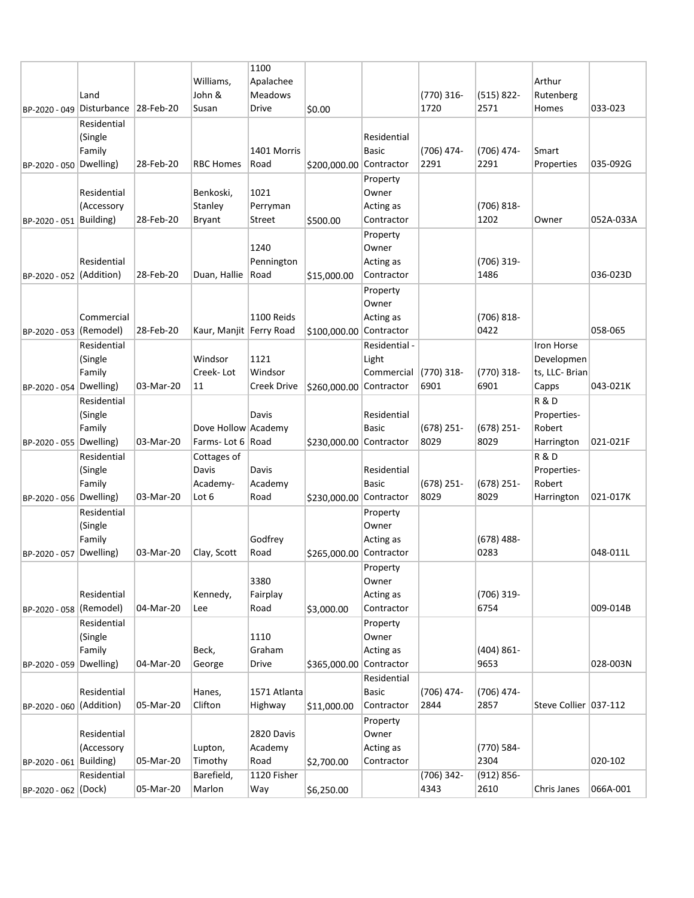| | | | | | | | | | | |
|---|---|---|---|---|---|---|---|---|---|---|
| BP-2020 - 049 | Land Disturbance | 28-Feb-20 | Williams, John & Susan | 1100 Apalachee Meadows Drive | $0.00 | | (770) 316-1720 | (515) 822-2571 | Arthur Rutenberg Homes | 033-023 |
| BP-2020 - 050 | Residential (Single Family Dwelling) | 28-Feb-20 | RBC Homes | 1401 Morris Road | $200,000.00 | Residential Basic Contractor | (706) 474-2291 | (706) 474-2291 | Smart Properties | 035-092G |
| BP-2020 - 051 | Residential (Accessory Building) | 28-Feb-20 | Benkoski, Stanley Bryant | 1021 Perryman Street | $500.00 | Property Owner Acting as Contractor | | (706) 818-1202 | Owner | 052A-033A |
| BP-2020 - 052 | Residential (Addition) | 28-Feb-20 | Duan, Hallie | 1240 Pennington Road | $15,000.00 | Property Owner Acting as Contractor | | (706) 319-1486 | | 036-023D |
| BP-2020 - 053 | Commercial (Remodel) | 28-Feb-20 | Kaur, Manjit | 1100 Reids Ferry Road | $100,000.00 | Property Owner Acting as Contractor | | (706) 818-0422 | | 058-065 |
| BP-2020 - 054 | Residential (Single Family Dwelling) | 03-Mar-20 | Windsor Creek- Lot 11 | 1121 Windsor Creek Drive | $260,000.00 | Residential - Light Commercial Contractor | (770) 318-6901 | (770) 318-6901 | Iron Horse Developments, LLC- Brian Capps | 043-021K |
| BP-2020 - 055 | Residential (Single Family Dwelling) | 03-Mar-20 | Dove Hollow Farms- Lot 6 | Davis Academy Road | $230,000.00 | Residential Basic Contractor | (678) 251-8029 | (678) 251-8029 | R & D Properties- Robert Harrington | 021-021F |
| BP-2020 - 056 | Residential (Single Family Dwelling) | 03-Mar-20 | Cottages of Davis Academy- Lot 6 | Davis Academy Road | $230,000.00 | Residential Basic Contractor | (678) 251-8029 | (678) 251-8029 | R & D Properties- Robert Harrington | 021-017K |
| BP-2020 - 057 | Residential (Single Family Dwelling) | 03-Mar-20 | Clay, Scott | Godfrey Road | $265,000.00 | Property Owner Acting as Contractor | | (678) 488-0283 | | 048-011L |
| BP-2020 - 058 | Residential (Remodel) | 04-Mar-20 | Kennedy, Lee | 3380 Fairplay Road | $3,000.00 | Property Owner Acting as Contractor | | (706) 319-6754 | | 009-014B |
| BP-2020 - 059 | Residential (Single Family Dwelling) | 04-Mar-20 | Beck, George | 1110 Graham Drive | $365,000.00 | Property Owner Acting as Contractor | | (404) 861-9653 | | 028-003N |
| BP-2020 - 060 | Residential (Addition) | 05-Mar-20 | Hanes, Clifton | 1571 Atlanta Highway | $11,000.00 | Residential Basic Contractor | (706) 474-2844 | (706) 474-2857 | Steve Collier | 037-112 |
| BP-2020 - 061 | Residential (Accessory Building) | 05-Mar-20 | Lupton, Timothy | 2820 Davis Academy Road | $2,700.00 | Property Owner Acting as Contractor | | (770) 584-2304 | | 020-102 |
| BP-2020 - 062 | Residential (Dock) | 05-Mar-20 | Barefield, Marlon | 1120 Fisher Way | $6,250.00 | | (706) 342-4343 | (912) 856-2610 | Chris Janes | 066A-001 |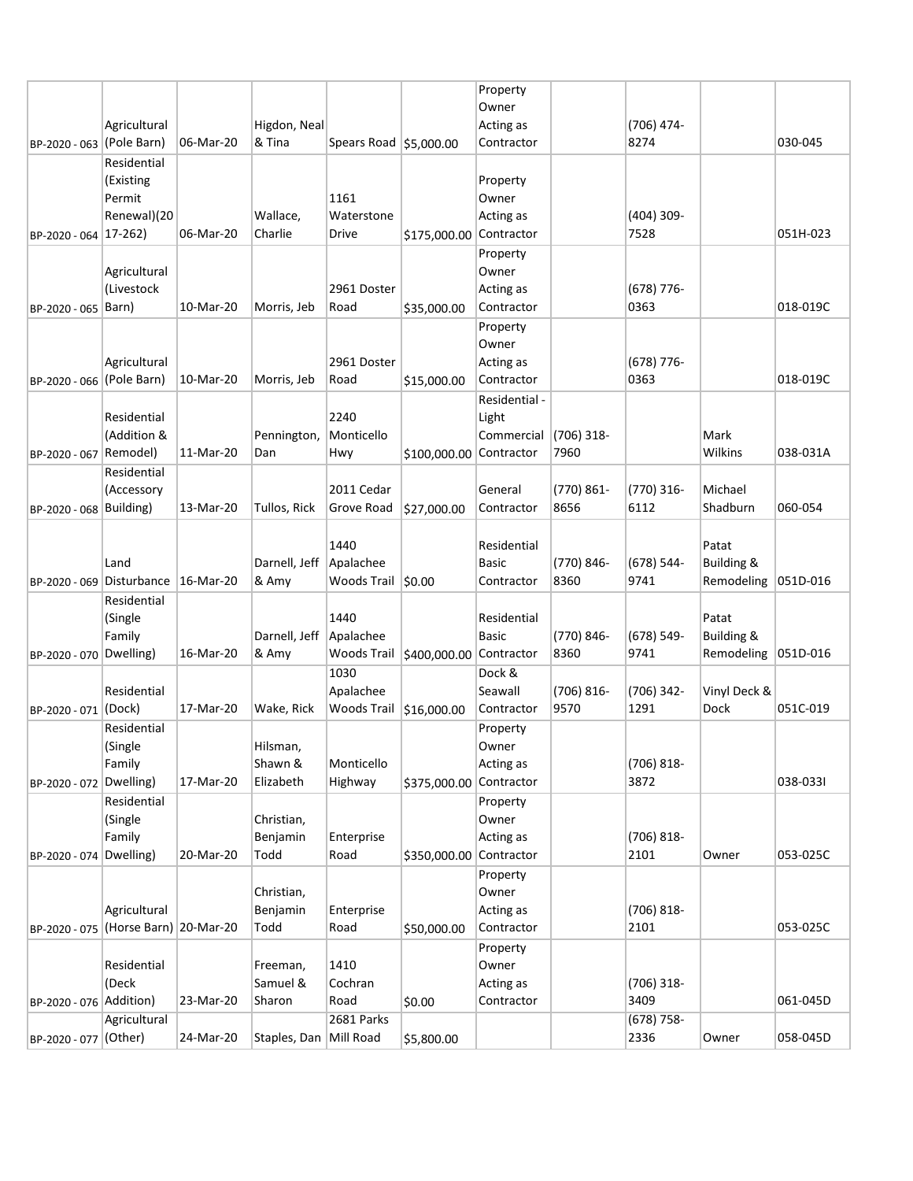| | | | | | | | | | | |
|---|---|---|---|---|---|---|---|---|---|---|
| BP-2020 - 063 | Agricultural (Pole Barn) | 06-Mar-20 | Higdon, Neal & Tina | Spears Road | $5,000.00 | Property Owner Acting as Contractor | | (706) 474-8274 | | 030-045 |
| BP-2020 - 064 | Residential (Existing Permit Renewal)(2017-262) | 06-Mar-20 | Wallace, Charlie | 1161 Waterstone Drive | $175,000.00 | Property Owner Acting as Contractor | | (404) 309-7528 | | 051H-023 |
| BP-2020 - 065 | Agricultural (Livestock Barn) | 10-Mar-20 | Morris, Jeb | 2961 Doster Road | $35,000.00 | Property Owner Acting as Contractor | | (678) 776-0363 | | 018-019C |
| BP-2020 - 066 | Agricultural (Pole Barn) | 10-Mar-20 | Morris, Jeb | 2961 Doster Road | $15,000.00 | Property Owner Acting as Contractor | | (678) 776-0363 | | 018-019C |
| BP-2020 - 067 | Residential (Addition & Remodel) | 11-Mar-20 | Pennington, Dan | 2240 Monticello Hwy | $100,000.00 | Residential - Light Commercial Contractor | (706) 318-7960 | | Mark Wilkins | 038-031A |
| BP-2020 - 068 | Residential (Accessory Building) | 13-Mar-20 | Tullos, Rick | 2011 Cedar Grove Road | $27,000.00 | General Contractor | (770) 861-8656 | (770) 316-6112 | Michael Shadburn | 060-054 |
| BP-2020 - 069 | Land Disturbance | 16-Mar-20 | Darnell, Jeff & Amy | 1440 Apalachee Woods Trail | $0.00 | Residential Basic Contractor | (770) 846-8360 | (678) 544-9741 | Patat Building & Remodeling | 051D-016 |
| BP-2020 - 070 | Residential (Single Family Dwelling) | 16-Mar-20 | Darnell, Jeff & Amy | 1440 Apalachee Woods Trail | $400,000.00 | Residential Basic Contractor | (770) 846-8360 | (678) 549-9741 | Patat Building & Remodeling | 051D-016 |
| BP-2020 - 071 | Residential (Dock) | 17-Mar-20 | Wake, Rick | 1030 Apalachee Woods Trail | $16,000.00 | Dock & Seawall Contractor | (706) 816-9570 | (706) 342-1291 | Vinyl Deck & Dock | 051C-019 |
| BP-2020 - 072 | Residential (Single Family Dwelling) | 17-Mar-20 | Hilsman, Shawn & Elizabeth | Monticello Highway | $375,000.00 | Property Owner Acting as Contractor | | (706) 818-3872 | | 038-033I |
| BP-2020 - 074 | Residential (Single Family Dwelling) | 20-Mar-20 | Christian, Benjamin Todd | Enterprise Road | $350,000.00 | Property Owner Acting as Contractor | | (706) 818-2101 | Owner | 053-025C |
| BP-2020 - 075 | Agricultural (Horse Barn) | 20-Mar-20 | Christian, Benjamin Todd | Enterprise Road | $50,000.00 | Property Owner Acting as Contractor | | (706) 818-2101 | | 053-025C |
| BP-2020 - 076 | Residential (Deck Addition) | 23-Mar-20 | Freeman, Samuel & Sharon | 1410 Cochran Road | $0.00 | Property Owner Acting as Contractor | | (706) 318-3409 | | 061-045D |
| BP-2020 - 077 | Agricultural (Other) | 24-Mar-20 | Staples, Dan | 2681 Parks Mill Road | $5,800.00 | | | (678) 758-2336 | Owner | 058-045D |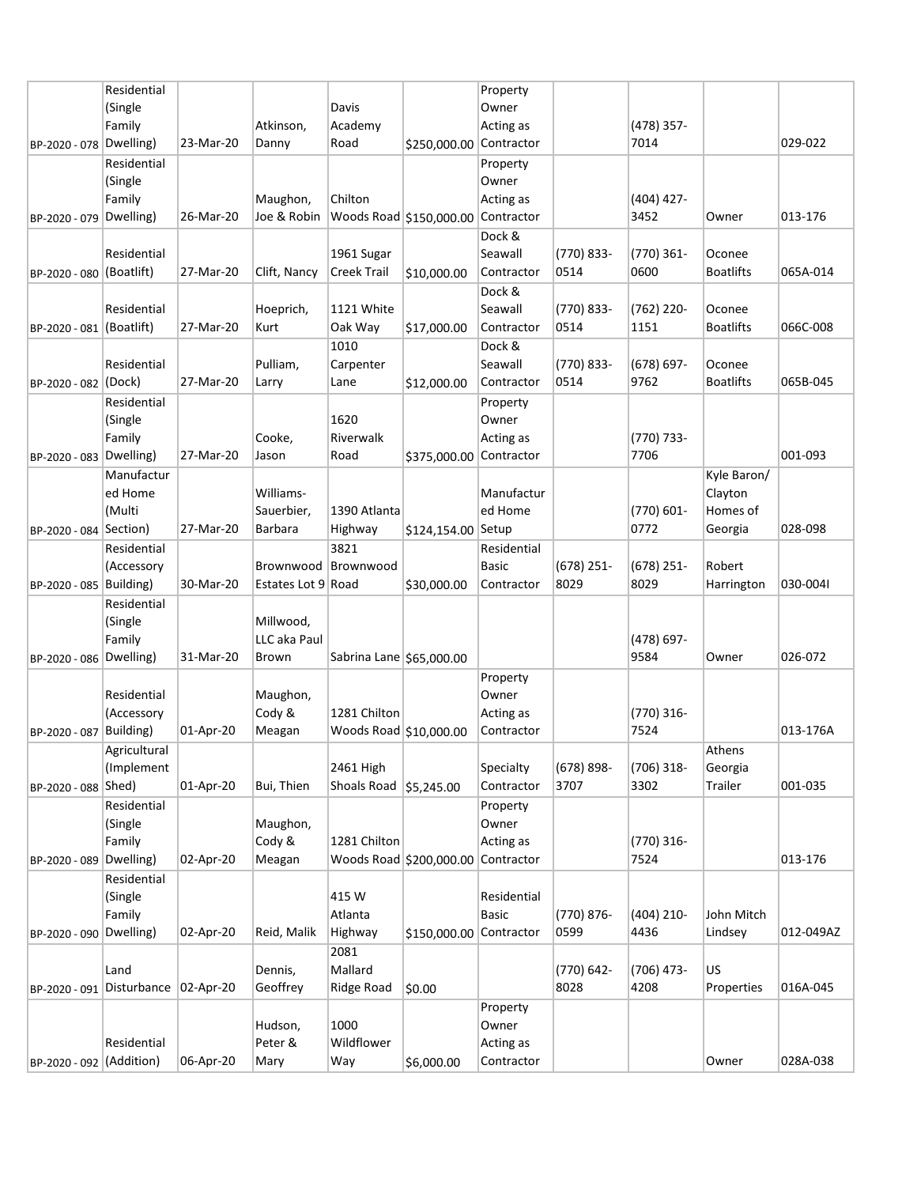| | | | | | | | | | | |
|---|---|---|---|---|---|---|---|---|---|---|
| BP-2020 - 078 | Residential (Single Family Dwelling) | 23-Mar-20 | Atkinson, Danny | Davis Academy Road | $250,000.00 | Property Owner Acting as Contractor | | (478) 357-7014 | | 029-022 |
| BP-2020 - 079 | Residential (Single Family Dwelling) | 26-Mar-20 | Maughon, Joe & Robin | Chilton Woods Road | $150,000.00 | Property Owner Acting as Contractor | | (404) 427-3452 | Owner | 013-176 |
| BP-2020 - 080 | Residential (Boatlift) | 27-Mar-20 | Clift, Nancy | 1961 Sugar Creek Trail | $10,000.00 | Dock & Seawall Contractor | (770) 833-0514 | (770) 361-0600 | Oconee Boatlifts | 065A-014 |
| BP-2020 - 081 | Residential (Boatlift) | 27-Mar-20 | Hoeprich, Kurt | 1121 White Oak Way | $17,000.00 | Dock & Seawall Contractor | (770) 833-0514 | (762) 220-1151 | Oconee Boatlifts | 066C-008 |
| BP-2020 - 082 | Residential (Dock) | 27-Mar-20 | Pulliam, Larry | 1010 Carpenter Lane | $12,000.00 | Dock & Seawall Contractor | (770) 833-0514 | (678) 697-9762 | Oconee Boatlifts | 065B-045 |
| BP-2020 - 083 | Residential (Single Family Dwelling) | 27-Mar-20 | Cooke, Jason | 1620 Riverwalk Road | $375,000.00 | Property Owner Acting as Contractor | | (770) 733-7706 | | 001-093 |
| BP-2020 - 084 | Manufactured Home (Multi Section) | 27-Mar-20 | Williams-Sauerbier, Barbara | 1390 Atlanta Highway | $124,154.00 | Manufactured Home Setup | | (770) 601-0772 | Kyle Baron/ Clayton Homes of Georgia | 028-098 |
| BP-2020 - 085 | Residential (Accessory Building) | 30-Mar-20 | Brownwood Estates Lot 9 | 3821 Brownwood Road | $30,000.00 | Residential Basic Contractor | (678) 251-8029 | (678) 251-8029 | Robert Harrington | 030-004I |
| BP-2020 - 086 | Residential (Single Family Dwelling) | 31-Mar-20 | Millwood, LLC aka Paul Brown | Sabrina Lane | $65,000.00 | | | (478) 697-9584 | Owner | 026-072 |
| BP-2020 - 087 | Residential (Accessory Building) | 01-Apr-20 | Maughon, Cody & Meagan | 1281 Chilton Woods Road | $10,000.00 | Property Owner Acting as Contractor | | (770) 316-7524 | | 013-176A |
| BP-2020 - 088 | Agricultural (Implement Shed) | 01-Apr-20 | Bui, Thien | 2461 High Shoals Road | $5,245.00 | Specialty Contractor | (678) 898-3707 | (706) 318-3302 | Athens Georgia Trailer | 001-035 |
| BP-2020 - 089 | Residential (Single Family Dwelling) | 02-Apr-20 | Maughon, Cody & Meagan | 1281 Chilton Woods Road | $200,000.00 | Property Owner Acting as Contractor | | (770) 316-7524 | | 013-176 |
| BP-2020 - 090 | Residential (Single Family Dwelling) | 02-Apr-20 | Reid, Malik | 415 W Atlanta Highway | $150,000.00 | Residential Basic Contractor | (770) 876-0599 | (404) 210-4436 | John Mitch Lindsey | 012-049AZ |
| BP-2020 - 091 | Land Disturbance | 02-Apr-20 | Dennis, Geoffrey | 2081 Mallard Ridge Road | $0.00 | | (770) 642-8028 | (706) 473-4208 | US Properties | 016A-045 |
| BP-2020 - 092 | Residential (Addition) | 06-Apr-20 | Hudson, Peter & Mary | 1000 Wildflower Way | $6,000.00 | Property Owner Acting as Contractor | | | Owner | 028A-038 |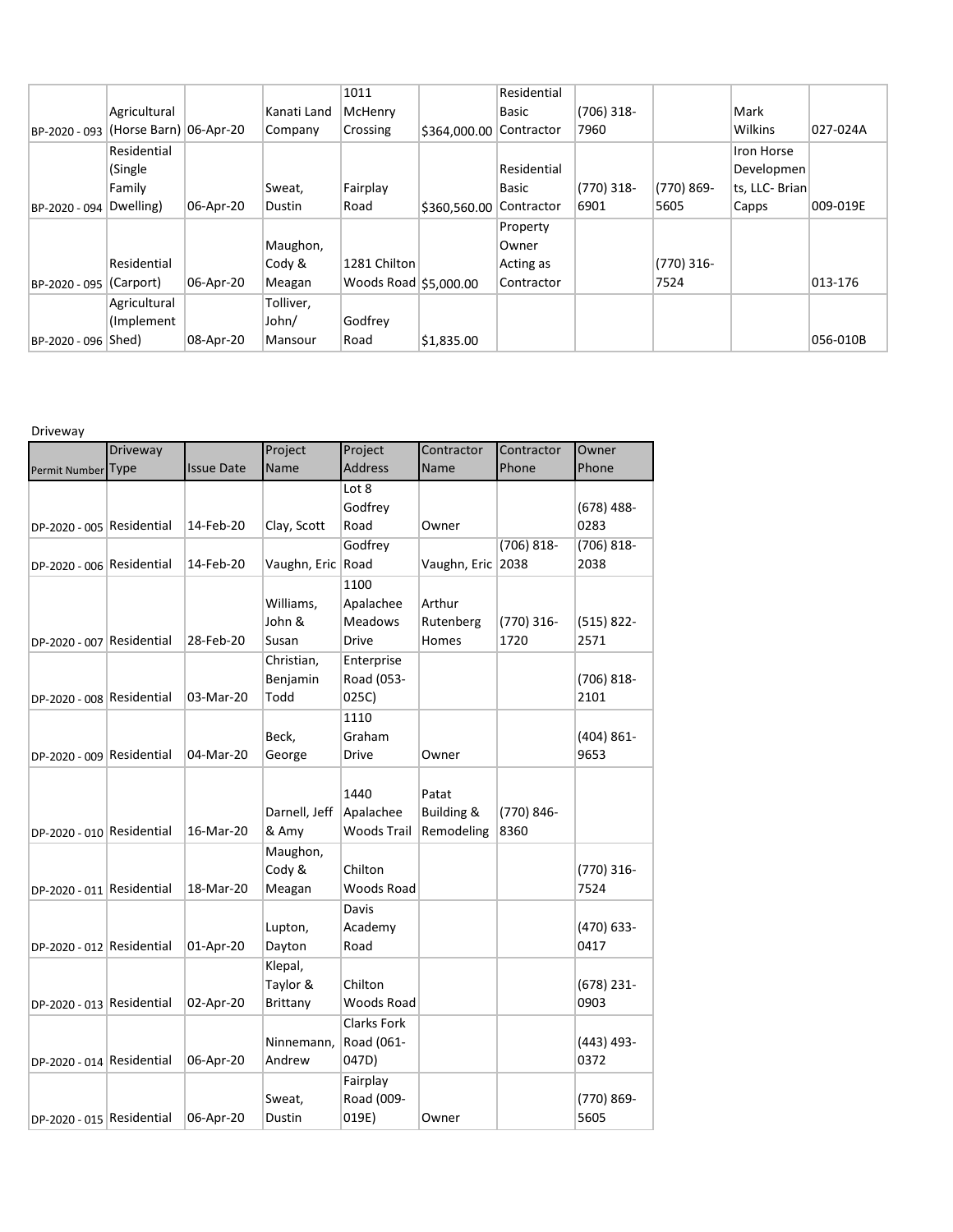| | | | | | | | | | | |
|---|---|---|---|---|---|---|---|---|---|---|
| BP-2020 - 093 | Agricultural (Horse Barn) | 06-Apr-20 | Kanati Land Company | 1011 McHenry Crossing | $364,000.00 | Residential Basic Contractor | (706) 318-7960 | | Mark Wilkins | 027-024A |
| BP-2020 - 094 | Residential (Single Family Dwelling) | 06-Apr-20 | Sweat, Dustin | Fairplay Road | $360,560.00 | Residential Basic Contractor | (770) 318-6901 | (770) 869-5605 | Iron Horse Developments, LLC- Brian Capps | 009-019E |
| BP-2020 - 095 | Residential (Carport) | 06-Apr-20 | Maughon, Cody & Meagan | 1281 Chilton Woods Road | $5,000.00 | Property Owner Acting as Contractor | | (770) 316-7524 | | 013-176 |
| BP-2020 - 096 | Agricultural (Implement Shed) | 08-Apr-20 | Tolliver, John/ Mansour | Godfrey Road | $1,835.00 | | | | | 056-010B |

Driveway

| Permit Number | Driveway Type | Issue Date | Project Name | Project Address | Contractor Name | Contractor Phone | Owner Phone |
|---|---|---|---|---|---|---|---|
| DP-2020 - 005 | Residential | 14-Feb-20 | Clay, Scott | Lot 8 Godfrey Road | Owner | | (678) 488-0283 |
| DP-2020 - 006 | Residential | 14-Feb-20 | Vaughn, Eric | Godfrey Road | Vaughn, Eric | (706) 818-2038 | (706) 818-2038 |
| DP-2020 - 007 | Residential | 28-Feb-20 | Williams, John & Susan | 1100 Apalachee Meadows Drive | Arthur Rutenberg Homes | (770) 316-1720 | (515) 822-2571 |
| DP-2020 - 008 | Residential | 03-Mar-20 | Christian, Benjamin Todd | Enterprise Road (053-025C) | | | (706) 818-2101 |
| DP-2020 - 009 | Residential | 04-Mar-20 | Beck, George | 1110 Graham Drive | Owner | | (404) 861-9653 |
| DP-2020 - 010 | Residential | 16-Mar-20 | Darnell, Jeff & Amy | 1440 Apalachee Woods Trail | Patat Building & Remodeling | (770) 846-8360 | |
| DP-2020 - 011 | Residential | 18-Mar-20 | Maughon, Cody & Meagan | Chilton Woods Road | | | (770) 316-7524 |
| DP-2020 - 012 | Residential | 01-Apr-20 | Lupton, Dayton | Davis Academy Road | | | (470) 633-0417 |
| DP-2020 - 013 | Residential | 02-Apr-20 | Klepal, Taylor & Brittany | Chilton Woods Road | | | (678) 231-0903 |
| DP-2020 - 014 | Residential | 06-Apr-20 | Ninnemann, Andrew | Clarks Fork Road (061-047D) | | | (443) 493-0372 |
| DP-2020 - 015 | Residential | 06-Apr-20 | Sweat, Dustin | Fairplay Road (009-019E) | Owner | | (770) 869-5605 |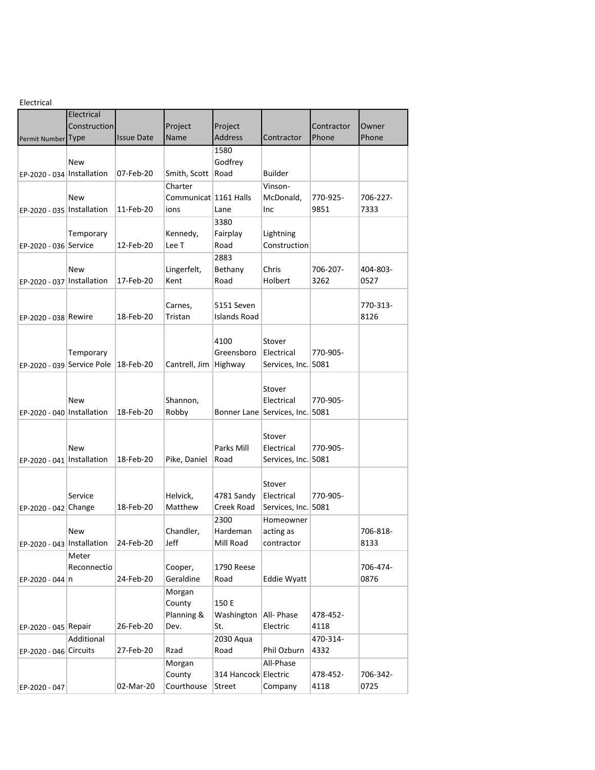Electrical

| Permit Number | Electrical Construction Type | Issue Date | Project Name | Project Address | Contractor | Contractor Phone | Owner Phone |
|---|---|---|---|---|---|---|---|
| EP-2020 - 034 | New Installation | 07-Feb-20 | Smith, Scott | 1580 Godfrey Road | Builder | | |
| EP-2020 - 035 | New Installation | 11-Feb-20 | Charter Communications | 1161 Halls Lane | Vinson-McDonald, Inc | 770-925-9851 | 706-227-7333 |
| EP-2020 - 036 | Temporary Service | 12-Feb-20 | Kennedy, Lee T | 3380 Fairplay Road | Lightning Construction | | |
| EP-2020 - 037 | New Installation | 17-Feb-20 | Lingerfelt, Kent | 2883 Bethany Road | Chris Holbert | 706-207-3262 | 404-803-0527 |
| EP-2020 - 038 | Rewire | 18-Feb-20 | Carnes, Tristan | 5151 Seven Islands Road | | | 770-313-8126 |
| EP-2020 - 039 | Temporary Service Pole | 18-Feb-20 | Cantrell, Jim | 4100 Greensboro Highway | Stover Electrical Services, Inc. | 770-905-5081 | |
| EP-2020 - 040 | New Installation | 18-Feb-20 | Shannon, Robby | Bonner Lane | Stover Electrical Services, Inc. | 770-905-5081 | |
| EP-2020 - 041 | New Installation | 18-Feb-20 | Pike, Daniel | Parks Mill Road | Stover Electrical Services, Inc. | 770-905-5081 | |
| EP-2020 - 042 | Service Change | 18-Feb-20 | Helvick, Matthew | 4781 Sandy Creek Road | Stover Electrical Services, Inc. | 770-905-5081 | |
| EP-2020 - 043 | New Installation | 24-Feb-20 | Chandler, Jeff | 2300 Hardeman Mill Road | Homeowner acting as contractor | | 706-818-8133 |
| EP-2020 - 044 | Meter Reconnection | 24-Feb-20 | Cooper, Geraldine | 1790 Reese Road | Eddie Wyatt | | 706-474-0876 |
| EP-2020 - 045 | Repair | 26-Feb-20 | Morgan County Planning & Dev. | 150 E Washington St. | All- Phase Electric | 478-452-4118 | |
| EP-2020 - 046 | Additional Circuits | 27-Feb-20 | Rzad | 2030 Aqua Road | Phil Ozburn | 470-314-4332 | |
| EP-2020 - 047 | | 02-Mar-20 | Morgan County Courthouse | 314 Hancock Street | All-Phase Electric Company | 478-452-4118 | 706-342-0725 |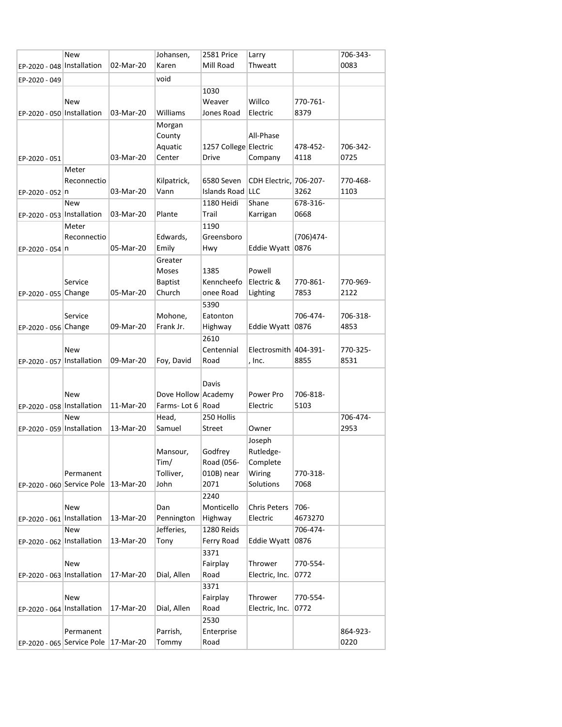| | | | | | | | |
|---|---|---|---|---|---|---|---|
| EP-2020 - 048 | New Installation | 02-Mar-20 | Johansen, Karen | 2581 Price Mill Road | Larry Thweatt | | 706-343-0083 |
| EP-2020 - 049 | | | void | | | | |
| EP-2020 - 050 | New Installation | 03-Mar-20 | Williams | 1030 Weaver Jones Road | Willco Electric | 770-761-8379 | |
| EP-2020 - 051 | | 03-Mar-20 | Morgan County Aquatic Center | 1257 College Drive | All-Phase Electric Company | 478-452-4118 | 706-342-0725 |
| EP-2020 - 052 | Meter Reconnection | 03-Mar-20 | Kilpatrick, Vann | 6580 Seven Islands Road | CDH Electric, LLC | 706-207-3262 | 770-468-1103 |
| EP-2020 - 053 | New Installation | 03-Mar-20 | Plante | 1180 Heidi Trail | Shane Karrigan | 678-316-0668 | |
| EP-2020 - 054 | Meter Reconnection | 05-Mar-20 | Edwards, Emily | 1190 Greensboro Hwy | Eddie Wyatt | (706)474-0876 | |
| EP-2020 - 055 | Service Change | 05-Mar-20 | Greater Moses Baptist Church | 1385 Kenncheefo onee Road | Powell Electric & Lighting | 770-861-7853 | 770-969-2122 |
| EP-2020 - 056 | Service Change | 09-Mar-20 | Mohone, Frank Jr. | 5390 Eatonton Highway | Eddie Wyatt | 706-474-0876 | 706-318-4853 |
| EP-2020 - 057 | New Installation | 09-Mar-20 | Foy, David | 2610 Centennial Road | Electrosmith, Inc. | 404-391-8855 | 770-325-8531 |
| EP-2020 - 058 | New Installation | 11-Mar-20 | Dove Hollow Farms- Lot 6 | Davis Academy Road | Power Pro Electric | 706-818-5103 | |
| EP-2020 - 059 | New Installation | 13-Mar-20 | Head, Samuel | 250 Hollis Street | Owner | | 706-474-2953 |
| EP-2020 - 060 | Permanent Service Pole | 13-Mar-20 | Mansour, Tim/ Tolliver, John | Godfrey Road (056-010B) near 2071 | Joseph Rutledge-Complete Wiring Solutions | 770-318-7068 | |
| EP-2020 - 061 | New Installation | 13-Mar-20 | Dan Pennington | 2240 Monticello Highway | Chris Peters Electric | 706-4673270 | |
| EP-2020 - 062 | New Installation | 13-Mar-20 | Jefferies, Tony | 1280 Reids Ferry Road | Eddie Wyatt | 706-474-0876 | |
| EP-2020 - 063 | New Installation | 17-Mar-20 | Dial, Allen | 3371 Fairplay Road | Thrower Electric, Inc. | 770-554-0772 | |
| EP-2020 - 064 | New Installation | 17-Mar-20 | Dial, Allen | 3371 Fairplay Road | Thrower Electric, Inc. | 770-554-0772 | |
| EP-2020 - 065 | Permanent Service Pole | 17-Mar-20 | Parrish, Tommy | 2530 Enterprise Road | | | 864-923-0220 |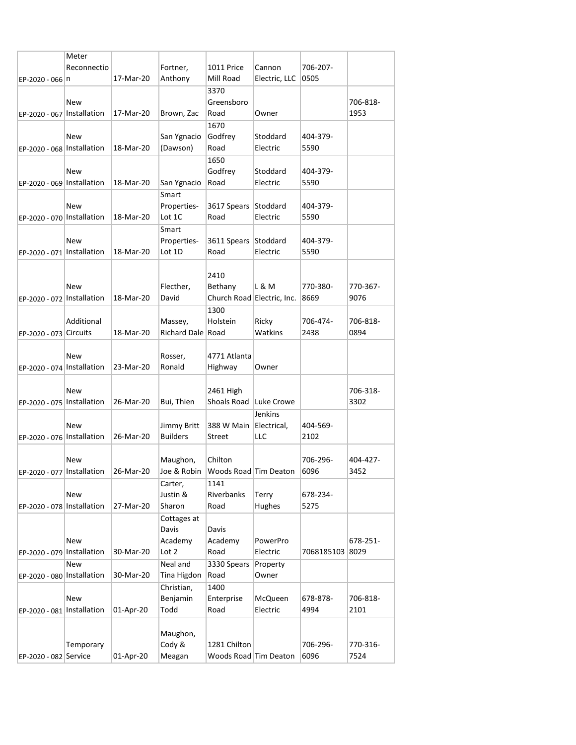| | | | | | | | |
|---|---|---|---|---|---|---|---|
| EP-2020 - 066 | Meter Reconnection | 17-Mar-20 | Fortner, Anthony | 1011 Price Mill Road | Cannon Electric, LLC | 706-207-0505 | |
| EP-2020 - 067 | New Installation | 17-Mar-20 | Brown, Zac | 3370 Greensboro Road | Owner | | 706-818-1953 |
| EP-2020 - 068 | New Installation | 18-Mar-20 | San Ygnacio (Dawson) | 1670 Godfrey Road | Stoddard Electric | 404-379-5590 | |
| EP-2020 - 069 | New Installation | 18-Mar-20 | San Ygnacio | 1650 Godfrey Road | Stoddard Electric | 404-379-5590 | |
| EP-2020 - 070 | New Installation | 18-Mar-20 | Smart Properties-Lot 1C | 3617 Spears Road | Stoddard Electric | 404-379-5590 | |
| EP-2020 - 071 | New Installation | 18-Mar-20 | Smart Properties-Lot 1D | 3611 Spears Road | Stoddard Electric | 404-379-5590 | |
| EP-2020 - 072 | New Installation | 18-Mar-20 | Flecther, David | 2410 Bethany Church Road | L & M Electric, Inc. | 770-380-8669 | 770-367-9076 |
| EP-2020 - 073 | Additional Circuits | 18-Mar-20 | Massey, Richard Dale | 1300 Holstein Road | Ricky Watkins | 706-474-2438 | 706-818-0894 |
| EP-2020 - 074 | New Installation | 23-Mar-20 | Rosser, Ronald | 4771 Atlanta Highway | Owner | | |
| EP-2020 - 075 | New Installation | 26-Mar-20 | Bui, Thien | 2461 High Shoals Road | Luke Crowe | | 706-318-3302 |
| EP-2020 - 076 | New Installation | 26-Mar-20 | Jimmy Britt Builders | 388 W Main Street | Jenkins Electrical, LLC | 404-569-2102 | |
| EP-2020 - 077 | New Installation | 26-Mar-20 | Maughon, Joe & Robin | Chilton Woods Road | Tim Deaton | 706-296-6096 | 404-427-3452 |
| EP-2020 - 078 | New Installation | 27-Mar-20 | Carter, Justin & Sharon | 1141 Riverbanks Road | Terry Hughes | 678-234-5275 | |
| EP-2020 - 079 | New Installation | 30-Mar-20 | Cottages at Davis Academy Lot 2 | Davis Academy Road | PowerPro Electric | 7068185103 | 678-251-8029 |
| EP-2020 - 080 | New Installation | 30-Mar-20 | Neal and Tina Higdon | 3330 Spears Road | Property Owner | | |
| EP-2020 - 081 | New Installation | 01-Apr-20 | Christian, Benjamin Todd | 1400 Enterprise Road | McQueen Electric | 678-878-4994 | 706-818-2101 |
| EP-2020 - 082 | Temporary Service | 01-Apr-20 | Maughon, Cody & Meagan | 1281 Chilton Woods Road | Tim Deaton | 706-296-6096 | 770-316-7524 |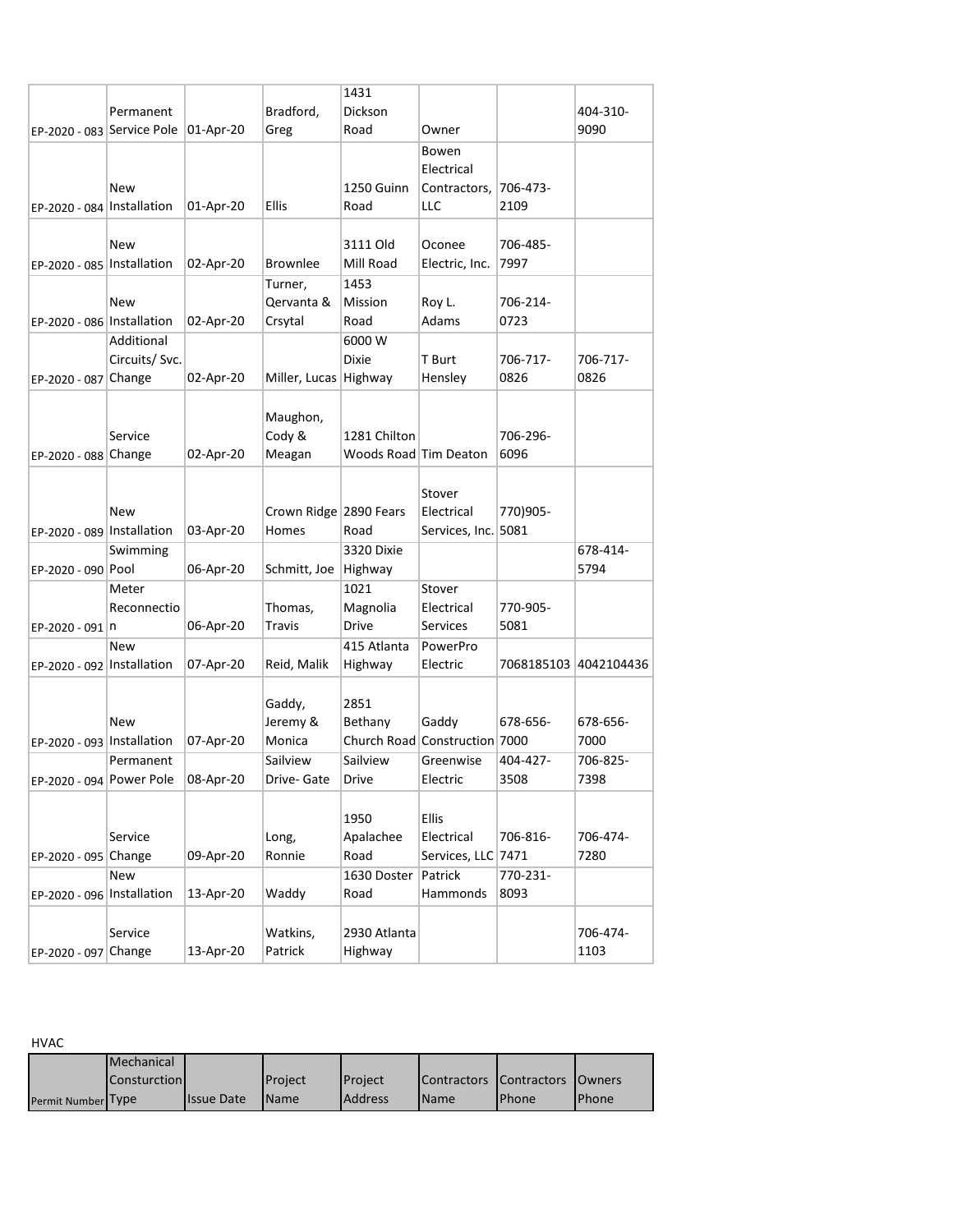| | | | | | | | |
|---|---|---|---|---|---|---|---|
| EP-2020 - 083 | Permanent Service Pole | 01-Apr-20 | Bradford, Greg | 1431 Dickson Road | Owner | | 404-310-9090 |
| EP-2020 - 084 | New Installation | 01-Apr-20 | Ellis | 1250 Guinn Road | Bowen Electrical Contractors, LLC | 706-473-2109 | |
| EP-2020 - 085 | New Installation | 02-Apr-20 | Brownlee | 3111 Old Mill Road | Oconee Electric, Inc. | 706-485-7997 | |
| EP-2020 - 086 | New Installation | 02-Apr-20 | Turner, Qervanta & Crsytal | 1453 Mission Road | Roy L. Adams | 706-214-0723 | |
| EP-2020 - 087 | Additional Circuits/ Svc. Change | 02-Apr-20 | Miller, Lucas | 6000 W Dixie Highway | T Burt Hensley | 706-717-0826 | 706-717-0826 |
| EP-2020 - 088 | Service Change | 02-Apr-20 | Maughon, Cody & Meagan | 1281 Chilton Woods Road | Tim Deaton | 706-296-6096 | |
| EP-2020 - 089 | New Installation | 03-Apr-20 | Crown Ridge Homes | 2890 Fears Road | Stover Electrical Services, Inc. | 770)905-5081 | |
| EP-2020 - 090 | Swimming Pool | 06-Apr-20 | Schmitt, Joe | 3320 Dixie Highway | | | 678-414-5794 |
| EP-2020 - 091 | Meter Reconnection | 06-Apr-20 | Thomas, Travis | 1021 Magnolia Drive | Stover Electrical Services | 770-905-5081 | |
| EP-2020 - 092 | New Installation | 07-Apr-20 | Reid, Malik | 415 Atlanta Highway | PowerPro Electric | 7068185103 | 4042104436 |
| EP-2020 - 093 | New Installation | 07-Apr-20 | Gaddy, Jeremy & Monica | 2851 Bethany Church Road | Gaddy Construction | 678-656-7000 | 678-656-7000 |
| EP-2020 - 094 | Permanent Power Pole | 08-Apr-20 | Sailview Drive- Gate | Sailview Drive | Greenwise Electric | 404-427-3508 | 706-825-7398 |
| EP-2020 - 095 | Service Change | 09-Apr-20 | Long, Ronnie | 1950 Apalachee Road | Ellis Electrical Services, LLC | 706-816-7471 | 706-474-7280 |
| EP-2020 - 096 | New Installation | 13-Apr-20 | Waddy | 1630 Doster Road | Patrick Hammonds | 770-231-8093 | |
| EP-2020 - 097 | Service Change | 13-Apr-20 | Watkins, Patrick | 2930 Atlanta Highway | | | 706-474-1103 |

HVAC

| Permit Number | Mechanical Consturction Type | Issue Date | Project Name | Project Address | Contractors Name | Contractors Phone | Owners Phone |
|---|---|---|---|---|---|---|---|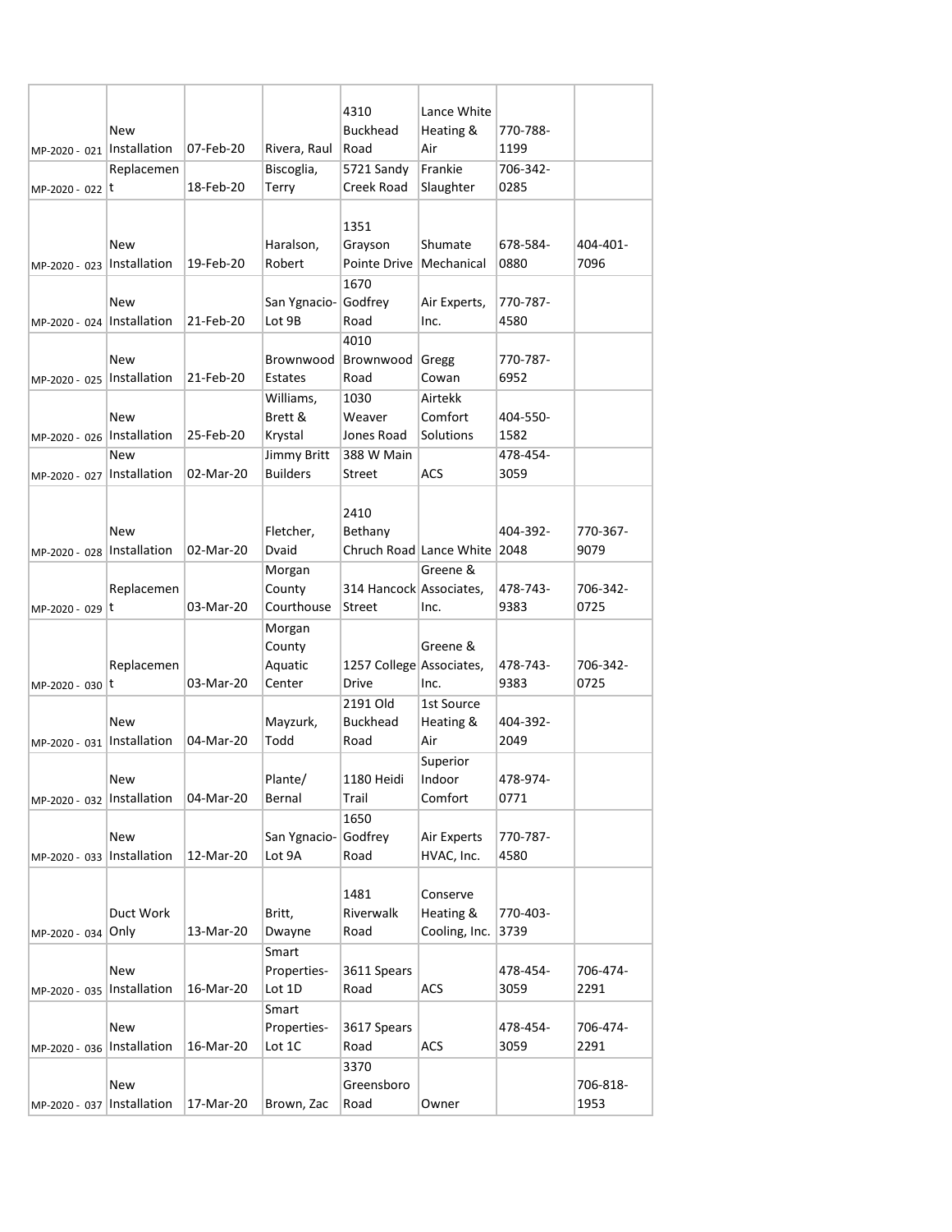| | | | | | | | |
|---|---|---|---|---|---|---|---|
| MP-2020 - 021 | New Installation | 07-Feb-20 | Rivera, Raul | 4310 Buckhead Road | Lance White Heating & Air | 770-788-1199 | |
| MP-2020 - 022 | Replacement | 18-Feb-20 | Biscoglia, Terry | 5721 Sandy Creek Road | Frankie Slaughter | 706-342-0285 | |
| MP-2020 - 023 | New Installation | 19-Feb-20 | Haralson, Robert | 1351 Grayson Pointe Drive | Shumate Mechanical | 678-584-0880 | 404-401-7096 |
| MP-2020 - 024 | New Installation | 21-Feb-20 | San Ygnacio-Lot 9B | 1670 Godfrey Road | Air Experts, Inc. | 770-787-4580 | |
| MP-2020 - 025 | New Installation | 21-Feb-20 | Brownwood Estates | 4010 Brownwood Road | Gregg Cowan | 770-787-6952 | |
| MP-2020 - 026 | New Installation | 25-Feb-20 | Williams, Brett & Krystal | 1030 Weaver Jones Road | Airtekk Comfort Solutions | 404-550-1582 | |
| MP-2020 - 027 | New Installation | 02-Mar-20 | Jimmy Britt Builders | 388 W Main Street | ACS | 478-454-3059 | |
| MP-2020 - 028 | New Installation | 02-Mar-20 | Fletcher, Dvaid | 2410 Bethany Chruch Road | Lance White | 404-392-2048 | 770-367-9079 |
| MP-2020 - 029 | Replacement | 03-Mar-20 | Morgan County Courthouse | 314 Hancock Street | Greene & Associates, Inc. | 478-743-9383 | 706-342-0725 |
| MP-2020 - 030 | Replacement | 03-Mar-20 | Morgan County Aquatic Center | 1257 College Drive | Greene & Associates, Inc. | 478-743-9383 | 706-342-0725 |
| MP-2020 - 031 | New Installation | 04-Mar-20 | Mayzurk, Todd | 2191 Old Buckhead Road | 1st Source Heating & Air | 404-392-2049 | |
| MP-2020 - 032 | New Installation | 04-Mar-20 | Plante/ Bernal | 1180 Heidi Trail | Superior Indoor Comfort | 478-974-0771 | |
| MP-2020 - 033 | New Installation | 12-Mar-20 | San Ygnacio-Lot 9A | 1650 Godfrey Road | Air Experts HVAC, Inc. | 770-787-4580 | |
| MP-2020 - 034 | Duct Work Only | 13-Mar-20 | Britt, Dwayne | 1481 Riverwalk Road | Conserve Heating & Cooling, Inc. | 770-403-3739 | |
| MP-2020 - 035 | New Installation | 16-Mar-20 | Smart Properties-Lot 1D | 3611 Spears Road | ACS | 478-454-3059 | 706-474-2291 |
| MP-2020 - 036 | New Installation | 16-Mar-20 | Smart Properties-Lot 1C | 3617 Spears Road | ACS | 478-454-3059 | 706-474-2291 |
| MP-2020 - 037 | New Installation | 17-Mar-20 | Brown, Zac | 3370 Greensboro Road | Owner | | 706-818-1953 |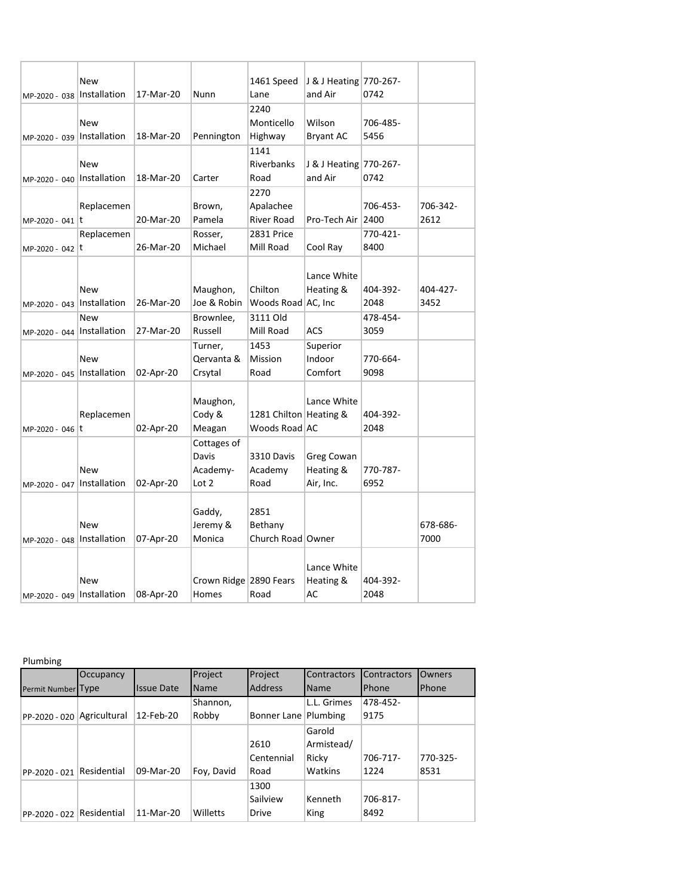| | | | | | | | |
|---|---|---|---|---|---|---|---|
| MP-2020 - 038 | New Installation | 17-Mar-20 | Nunn | 1461 Speed Lane | J & J Heating and Air | 770-267-0742 | |
| MP-2020 - 039 | New Installation | 18-Mar-20 | Pennington | 2240 Monticello Highway | Wilson Bryant AC | 706-485-5456 | |
| MP-2020 - 040 | New Installation | 18-Mar-20 | Carter | 1141 Riverbanks Road | J & J Heating and Air | 770-267-0742 | |
| MP-2020 - 041 | Replacement | 20-Mar-20 | Brown, Pamela | 2270 Apalachee River Road | Pro-Tech Air | 706-453-2400 | 706-342-2612 |
| MP-2020 - 042 | Replacement | 26-Mar-20 | Rosser, Michael | 2831 Price Mill Road | Cool Ray | 770-421-8400 | |
| MP-2020 - 043 | New Installation | 26-Mar-20 | Maughon, Joe & Robin | Chilton Woods Road | Lance White Heating & AC, Inc | 404-392-2048 | 404-427-3452 |
| MP-2020 - 044 | New Installation | 27-Mar-20 | Brownlee, Russell | 3111 Old Mill Road | ACS | 478-454-3059 | |
| MP-2020 - 045 | New Installation | 02-Apr-20 | Turner, Qervanta & Crsytal | 1453 Mission Road | Superior Indoor Comfort | 770-664-9098 | |
| MP-2020 - 046 | Replacement | 02-Apr-20 | Maughon, Cody & Meagan | 1281 Chilton Woods Road | Lance White Heating & AC | 404-392-2048 | |
| MP-2020 - 047 | New Installation | 02-Apr-20 | Cottages of Davis Academy-Lot 2 | 3310 Davis Academy Road | Greg Cowan Heating & Air, Inc. | 770-787-6952 | |
| MP-2020 - 048 | New Installation | 07-Apr-20 | Gaddy, Jeremy & Monica | 2851 Bethany Church Road | Owner | | 678-686-7000 |
| MP-2020 - 049 | New Installation | 08-Apr-20 | Crown Ridge Homes | 2890 Fears Road | Lance White Heating & AC | 404-392-2048 | |

Plumbing

| Permit Number | Occupancy Type | Issue Date | Project Name | Project Address | Contractors Name | Contractors Phone | Owners Phone |
|---|---|---|---|---|---|---|---|
| PP-2020 - 020 | Agricultural | 12-Feb-20 | Shannon, Robby | Bonner Lane | L.L. Grimes Plumbing | 478-452-9175 | |
| PP-2020 - 021 | Residential | 09-Mar-20 | Foy, David | 2610 Centennial Road | Garold Armistead/ Ricky Watkins | 706-717-1224 | 770-325-8531 |
| PP-2020 - 022 | Residential | 11-Mar-20 | Willetts | 1300 Sailview Drive | Kenneth King | 706-817-8492 | |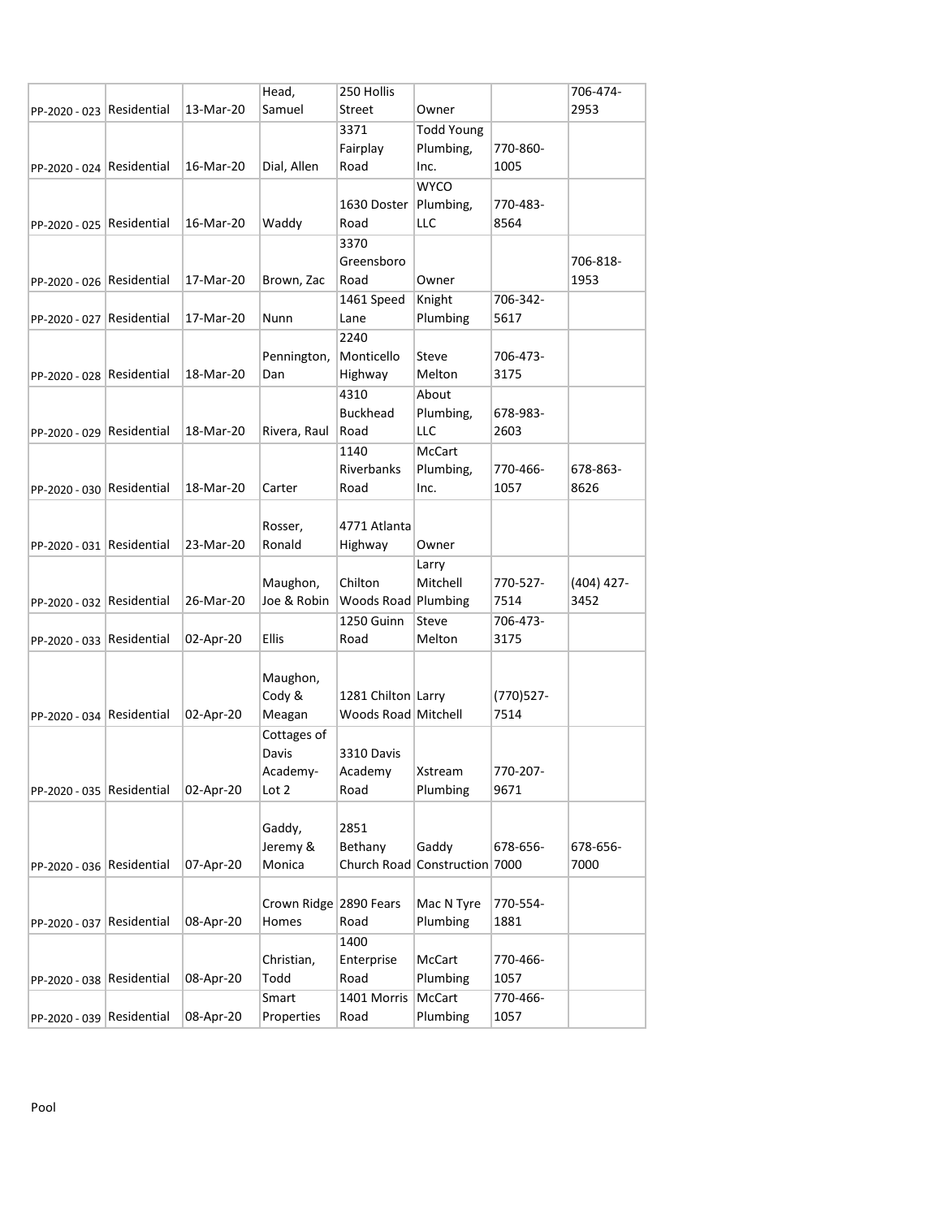| | | | | | | | |
|---|---|---|---|---|---|---|---|
| PP-2020 - 023 | Residential | 13-Mar-20 | Head, Samuel | 250 Hollis Street | Owner | | 706-474-2953 |
| PP-2020 - 024 | Residential | 16-Mar-20 | Dial, Allen | 3371 Fairplay Road | Todd Young Plumbing, Inc. | 770-860-1005 | |
| PP-2020 - 025 | Residential | 16-Mar-20 | Waddy | 1630 Doster Road | WYCO Plumbing, LLC | 770-483-8564 | |
| PP-2020 - 026 | Residential | 17-Mar-20 | Brown, Zac | 3370 Greensboro Road | Owner | | 706-818-1953 |
| PP-2020 - 027 | Residential | 17-Mar-20 | Nunn | 1461 Speed Lane | Knight Plumbing | 706-342-5617 | |
| PP-2020 - 028 | Residential | 18-Mar-20 | Pennington, Dan | 2240 Monticello Highway | Steve Melton | 706-473-3175 | |
| PP-2020 - 029 | Residential | 18-Mar-20 | Rivera, Raul | 4310 Buckhead Road | About Plumbing, LLC | 678-983-2603 | |
| PP-2020 - 030 | Residential | 18-Mar-20 | Carter | 1140 Riverbanks Road | McCart Plumbing, Inc. | 770-466-1057 | 678-863-8626 |
| PP-2020 - 031 | Residential | 23-Mar-20 | Rosser, Ronald | 4771 Atlanta Highway | Owner | | |
| PP-2020 - 032 | Residential | 26-Mar-20 | Maughon, Joe & Robin | Chilton Woods Road | Larry Mitchell Plumbing | 770-527-7514 | (404) 427-3452 |
| PP-2020 - 033 | Residential | 02-Apr-20 | Ellis | 1250 Guinn Road | Steve Melton | 706-473-3175 | |
| PP-2020 - 034 | Residential | 02-Apr-20 | Maughon, Cody & Meagan | 1281 Chilton Woods Road | Larry Mitchell | (770)527-7514 | |
| PP-2020 - 035 | Residential | 02-Apr-20 | Cottages of Davis Academy-Lot 2 | 3310 Davis Academy Road | Xstream Plumbing | 770-207-9671 | |
| PP-2020 - 036 | Residential | 07-Apr-20 | Gaddy, Jeremy & Monica | 2851 Bethany Church Road | Gaddy Construction | 678-656-7000 | 678-656-7000 |
| PP-2020 - 037 | Residential | 08-Apr-20 | Crown Ridge Homes | 2890 Fears Road | Mac N Tyre Plumbing | 770-554-1881 | |
| PP-2020 - 038 | Residential | 08-Apr-20 | Christian, Todd | 1400 Enterprise Road | McCart Plumbing | 770-466-1057 | |
| PP-2020 - 039 | Residential | 08-Apr-20 | Smart Properties | 1401 Morris Road | McCart Plumbing | 770-466-1057 | |

Pool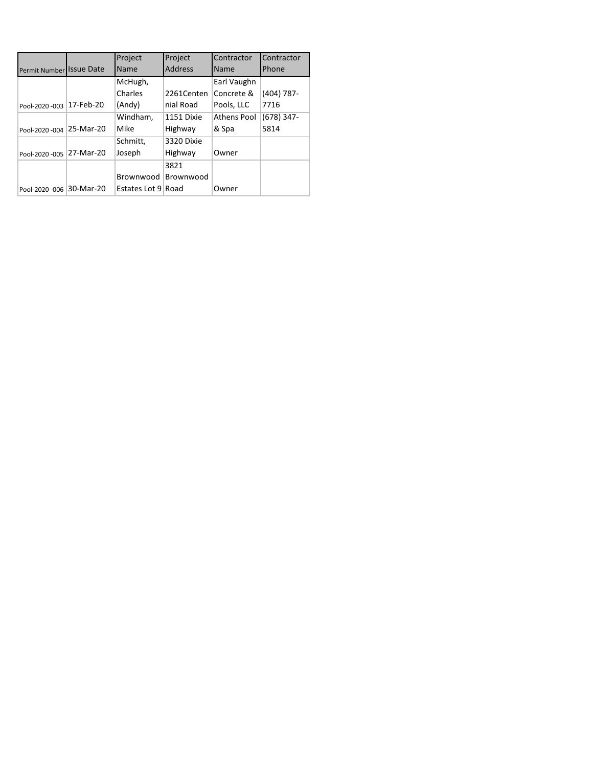| Permit Number | Issue Date | Project Name | Project Address | Contractor Name | Contractor Phone |
|---|---|---|---|---|---|
| Pool-2020 -003 | 17-Feb-20 | McHugh, Charles (Andy) | 2261Centennial Road | Earl Vaughn Concrete & Pools, LLC | (404) 787-7716 |
| Pool-2020 -004 | 25-Mar-20 | Windham, Mike | 1151 Dixie Highway | Athens Pool & Spa | (678) 347-5814 |
| Pool-2020 -005 | 27-Mar-20 | Schmitt, Joseph | 3320 Dixie Highway | Owner | |
| Pool-2020 -006 | 30-Mar-20 | Brownwood Estates Lot 9 | 3821 Brownwood Road | Owner | |